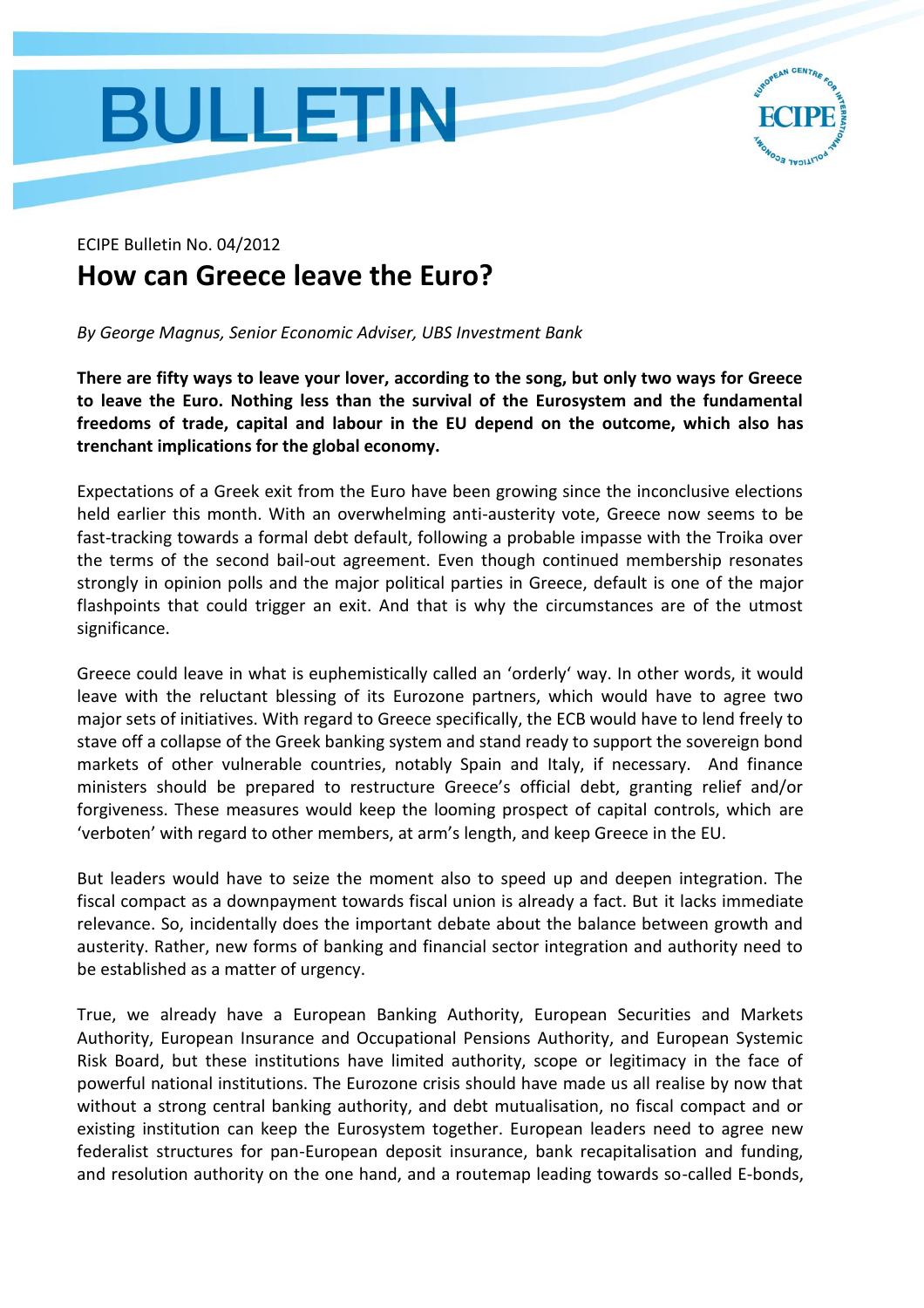# BULLETIN

ECIPE Bulletin No. 04/2012

## How can Greece leave the Euro?

*By George Magnus, Senior Economic Adviser, UBS Investment Bank*

**There are fifty ways to leave your lover, according to the song, but only two ways for Greece to leave the Euro. Nothing less than the survival of the Eurosystem and the fundamental freedoms of trade, capital and labour in the EU depend on the outcome, which also has trenchant implications for the global economy.**

Expectations of a Greek exit from the Euro have been growing since the inconclusive elections held earlier this month. With an overwhelming anti-austerity vote, Greece now seems to be fast-tracking towards a formal debt default, following a probable impasse with the Troika over the terms of the second bail-out agreement. Even though continued membership resonates strongly in opinion polls and the major political parties in Greece, default is one of the major flashpoints that could trigger an exit. And that is why the circumstances are of the utmost significance.

Greece could leave in what is euphemistically called an 'orderly' way. In other words, it would leave with the reluctant blessing of its Eurozone partners, which would have to agree two major sets of initiatives. With regard to Greece specifically, the ECB would have to lend freely to stave off a collapse of the Greek banking system and stand ready to support the sovereign bond markets of other vulnerable countries, notably Spain and Italy, if necessary. And finance ministers should be prepared to restructure Greece's official debt, granting relief and/or forgiveness. These measures would keep the looming prospect of capital controls, which are 'verboten' with regard to other members, at arm's length, and keep Greece in the EU.

But leaders would have to seize the moment also to speed up and deepen integration. The fiscal compact as a downpayment towards fiscal union is already a fact. But it lacks immediate relevance. So, incidentally does the important debate about the balance between growth and austerity. Rather, new forms of banking and financial sector integration and authority need to be established as a matter of urgency.

True, we already have a European Banking Authority, European Securities and Markets Authority, European Insurance and Occupational Pensions Authority, and European Systemic Risk Board, but these institutions have limited authority, scope or legitimacy in the face of powerful national institutions. The Eurozone crisis should have made us all realise by now that without a strong central banking authority, and debt mutualisation, no fiscal compact and or existing institution can keep the Eurosystem together. European leaders need to agree new federalist structures for pan-European deposit insurance, bank recapitalisation and funding, and resolution authority on the one hand, and a routemap leading towards so-called E-bonds,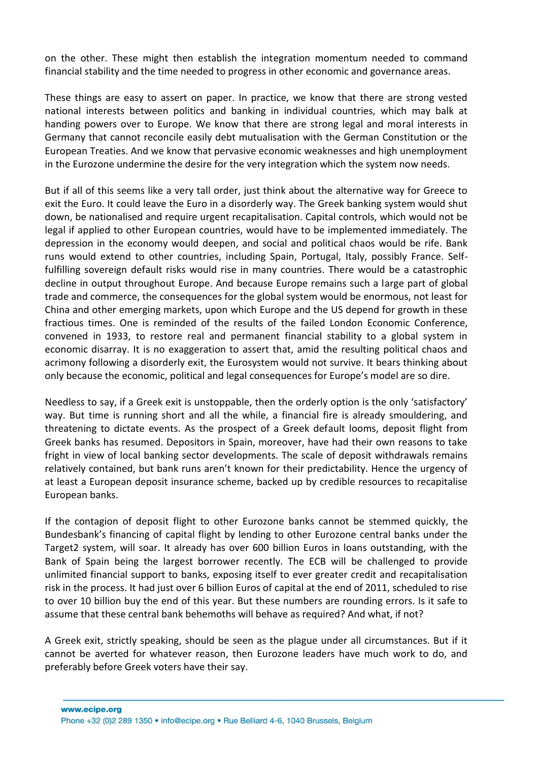on the other. These might then establish the integration momentum needed to command financial stability and the time needed to progress in other economic and governance areas.

These things are easy to assert on paper. In practice, we know that there are strong vested national interests between politics and banking in individual countries, which may balk at handing powers over to Europe. We know that there are strong legal and moral interests in Germany that cannot reconcile easily debt mutualisation with the German Constitution or the European Treaties. And we know that pervasive economic weaknesses and high unemployment in the Eurozone undermine the desire for the very integration which the system now needs.

But if all of this seems like a very tall order, just think about the alternative way for Greece to exit the Euro. It could leave the Euro in a disorderly way. The Greek banking system would shut down, be nationalised and require urgent recapitalisation. Capital controls, which would not be legal if applied to other European countries, would have to be implemented immediately. The depression in the economy would deepen, and social and political chaos would be rife. Bank runs would extend to other countries, including Spain, Portugal, Italy, possibly France. Self-fulfilling sovereign default risks would rise in many countries. There would be a catastrophic decline in output throughout Europe. And because Europe remains such a large part of global trade and commerce, the consequences for the global system would be enormous, not least for China and other emerging markets, upon which Europe and the US depend for growth in these fractious times. One is reminded of the results of the failed London Economic Conference, convened in 1933, to restore real and permanent financial stability to a global system in economic disarray. It is no exaggeration to assert that, amid the resulting political chaos and acrimony following a disorderly exit, the Eurosystem would not survive. It bears thinking about only because the economic, political and legal consequences for Europe's model are so dire.

Needless to say, if a Greek exit is unstoppable, then the orderly option is the only 'satisfactory' way. But time is running short and all the while, a financial fire is already smouldering, and threatening to dictate events. As the prospect of a Greek default looms, deposit flight from Greek banks has resumed. Depositors in Spain, moreover, have had their own reasons to take fright in view of local banking sector developments. The scale of deposit withdrawals remains relatively contained, but bank runs aren't known for their predictability. Hence the urgency of at least a European deposit insurance scheme, backed up by credible resources to recapitalise European banks.

If the contagion of deposit flight to other Eurozone banks cannot be stemmed quickly, the Bundesbank's financing of capital flight by lending to other Eurozone central banks under the Target2 system, will soar. It already has over 600 billion Euros in loans outstanding, with the Bank of Spain being the largest borrower recently. The ECB will be challenged to provide unlimited financial support to banks, exposing itself to ever greater credit and recapitalisation risk in the process. It had just over 6 billion Euros of capital at the end of 2011, scheduled to rise to over 10 billion buy the end of this year. But these numbers are rounding errors. Is it safe to assume that these central bank behemoths will behave as required? And what, if not?

A Greek exit, strictly speaking, should be seen as the plague under all circumstances. But if it cannot be averted for whatever reason, then Eurozone leaders have much work to do, and preferably before Greek voters have their say.